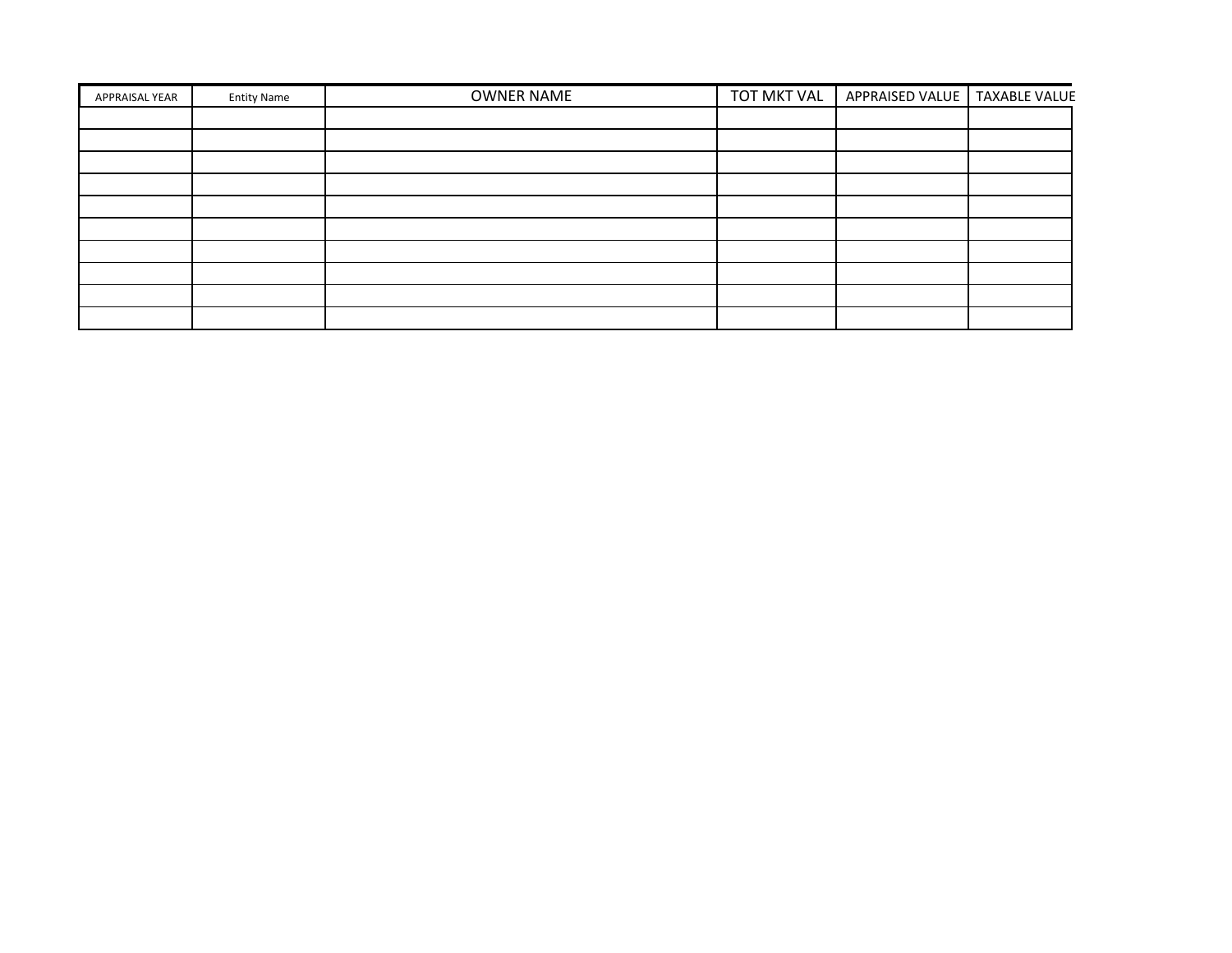| APPRAISAL YEAR | Entity Name | OWNER NAME | TOT MKT VAL | APPRAISED VALUE | TAXABLE VALUE |
|---|---|---|---|---|---|
| | | | | | |
| | | | | | |
| | | | | | |
| | | | | | |
| | | | | | |
| | | | | | |
| | | | | | |
| | | | | | |
| | | | | | |
| | | | | | |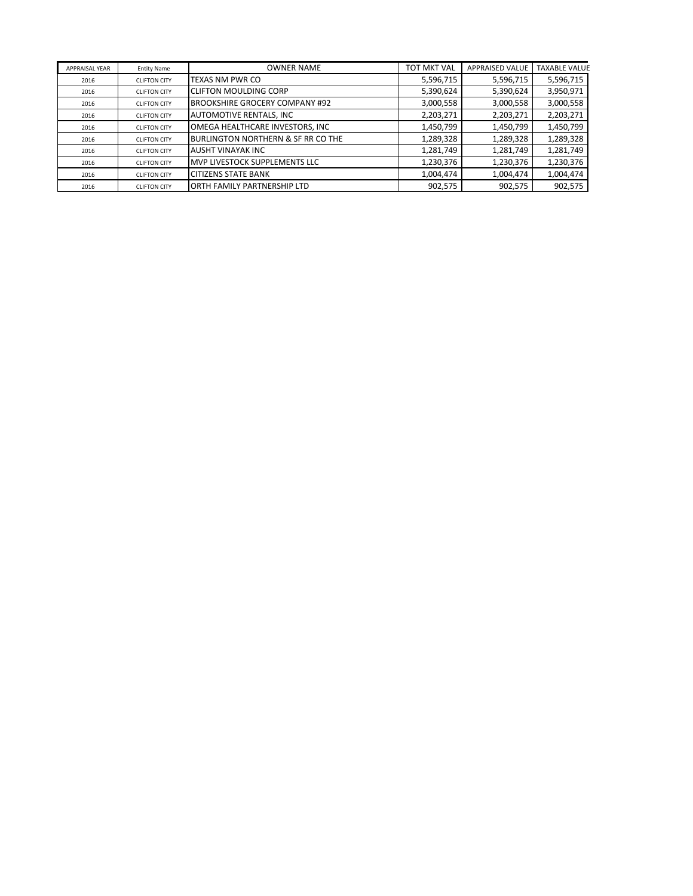| APPRAISAL YEAR | Entity Name | OWNER NAME | TOT MKT VAL | APPRAISED VALUE | TAXABLE VALUE |
|---|---|---|---|---|---|
| 2016 | CLIFTON CITY | TEXAS NM PWR CO | 5,596,715 | 5,596,715 | 5,596,715 |
| 2016 | CLIFTON CITY | CLIFTON MOULDING CORP | 5,390,624 | 5,390,624 | 3,950,971 |
| 2016 | CLIFTON CITY | BROOKSHIRE GROCERY COMPANY #92 | 3,000,558 | 3,000,558 | 3,000,558 |
| 2016 | CLIFTON CITY | AUTOMOTIVE RENTALS, INC | 2,203,271 | 2,203,271 | 2,203,271 |
| 2016 | CLIFTON CITY | OMEGA HEALTHCARE INVESTORS, INC | 1,450,799 | 1,450,799 | 1,450,799 |
| 2016 | CLIFTON CITY | BURLINGTON NORTHERN & SF RR CO THE | 1,289,328 | 1,289,328 | 1,289,328 |
| 2016 | CLIFTON CITY | AUSHT VINAYAK INC | 1,281,749 | 1,281,749 | 1,281,749 |
| 2016 | CLIFTON CITY | MVP LIVESTOCK SUPPLEMENTS LLC | 1,230,376 | 1,230,376 | 1,230,376 |
| 2016 | CLIFTON CITY | CITIZENS STATE BANK | 1,004,474 | 1,004,474 | 1,004,474 |
| 2016 | CLIFTON CITY | ORTH FAMILY PARTNERSHIP LTD | 902,575 | 902,575 | 902,575 |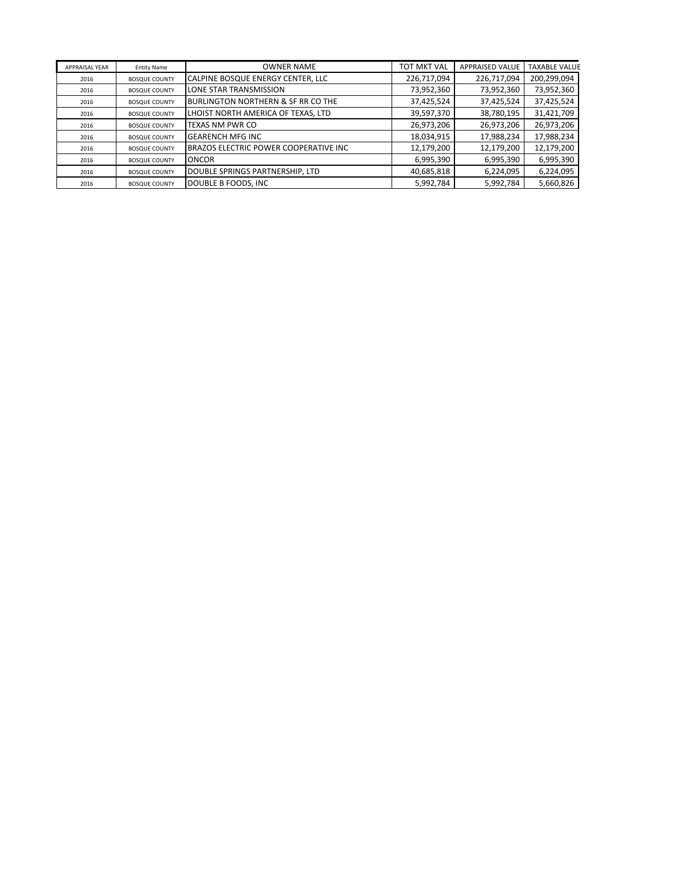| APPRAISAL YEAR | Entity Name | OWNER NAME | TOT MKT VAL | APPRAISED VALUE | TAXABLE VALUE |
|---|---|---|---|---|---|
| 2016 | BOSQUE COUNTY | CALPINE BOSQUE ENERGY CENTER, LLC | 226,717,094 | 226,717,094 | 200,299,094 |
| 2016 | BOSQUE COUNTY | LONE STAR TRANSMISSION | 73,952,360 | 73,952,360 | 73,952,360 |
| 2016 | BOSQUE COUNTY | BURLINGTON NORTHERN & SF RR CO THE | 37,425,524 | 37,425,524 | 37,425,524 |
| 2016 | BOSQUE COUNTY | LHOIST NORTH AMERICA OF TEXAS, LTD | 39,597,370 | 38,780,195 | 31,421,709 |
| 2016 | BOSQUE COUNTY | TEXAS NM PWR CO | 26,973,206 | 26,973,206 | 26,973,206 |
| 2016 | BOSQUE COUNTY | GEARENCH MFG INC | 18,034,915 | 17,988,234 | 17,988,234 |
| 2016 | BOSQUE COUNTY | BRAZOS ELECTRIC POWER COOPERATIVE INC | 12,179,200 | 12,179,200 | 12,179,200 |
| 2016 | BOSQUE COUNTY | ONCOR | 6,995,390 | 6,995,390 | 6,995,390 |
| 2016 | BOSQUE COUNTY | DOUBLE SPRINGS PARTNERSHIP, LTD | 40,685,818 | 6,224,095 | 6,224,095 |
| 2016 | BOSQUE COUNTY | DOUBLE B FOODS, INC | 5,992,784 | 5,992,784 | 5,660,826 |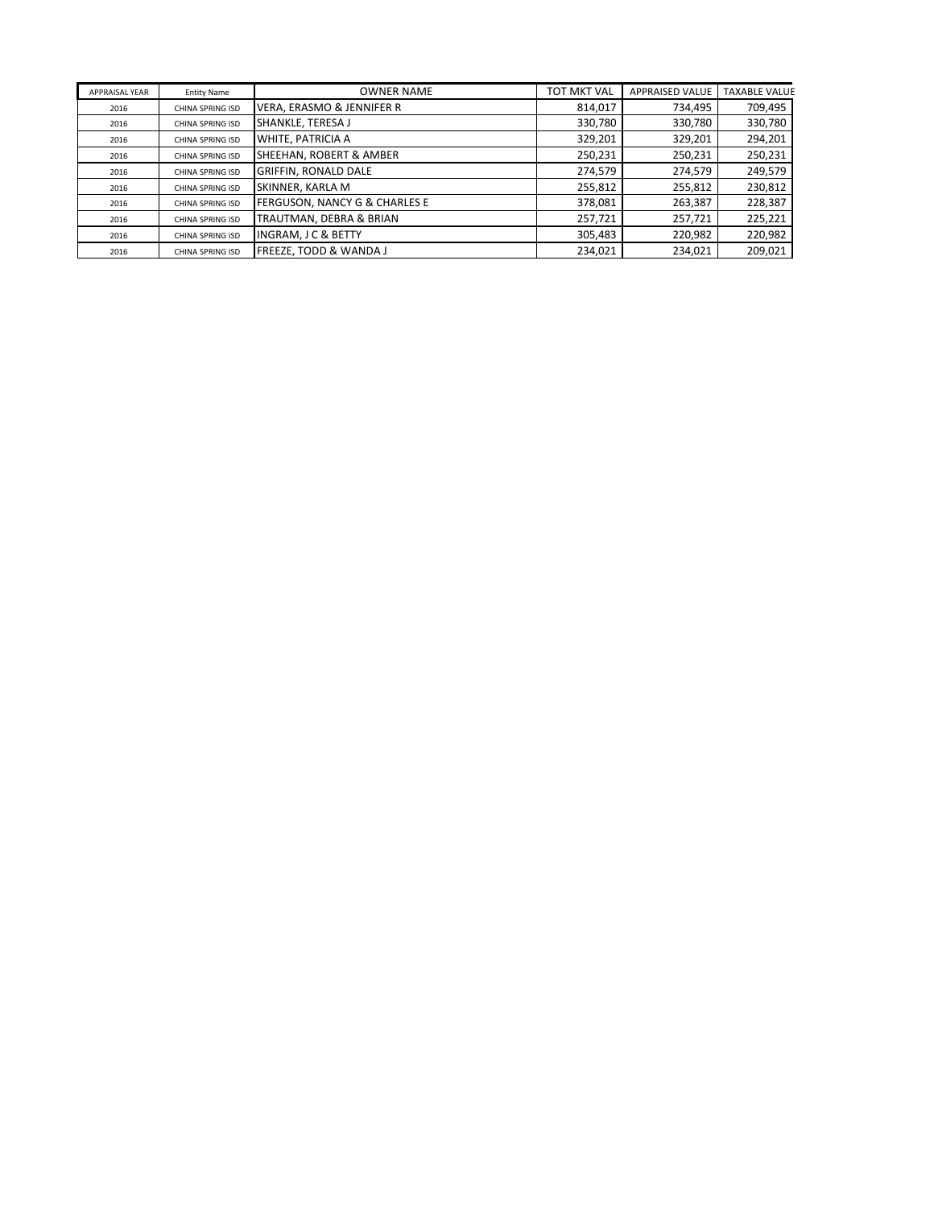| APPRAISAL YEAR | Entity Name | OWNER NAME | TOT MKT VAL | APPRAISED VALUE | TAXABLE VALUE |
| --- | --- | --- | --- | --- | --- |
| 2016 | CHINA SPRING ISD | VERA, ERASMO & JENNIFER R | 814,017 | 734,495 | 709,495 |
| 2016 | CHINA SPRING ISD | SHANKLE, TERESA J | 330,780 | 330,780 | 330,780 |
| 2016 | CHINA SPRING ISD | WHITE, PATRICIA A | 329,201 | 329,201 | 294,201 |
| 2016 | CHINA SPRING ISD | SHEEHAN, ROBERT & AMBER | 250,231 | 250,231 | 250,231 |
| 2016 | CHINA SPRING ISD | GRIFFIN, RONALD DALE | 274,579 | 274,579 | 249,579 |
| 2016 | CHINA SPRING ISD | SKINNER, KARLA M | 255,812 | 255,812 | 230,812 |
| 2016 | CHINA SPRING ISD | FERGUSON, NANCY G & CHARLES E | 378,081 | 263,387 | 228,387 |
| 2016 | CHINA SPRING ISD | TRAUTMAN, DEBRA & BRIAN | 257,721 | 257,721 | 225,221 |
| 2016 | CHINA SPRING ISD | INGRAM, J C & BETTY | 305,483 | 220,982 | 220,982 |
| 2016 | CHINA SPRING ISD | FREEZE, TODD & WANDA J | 234,021 | 234,021 | 209,021 |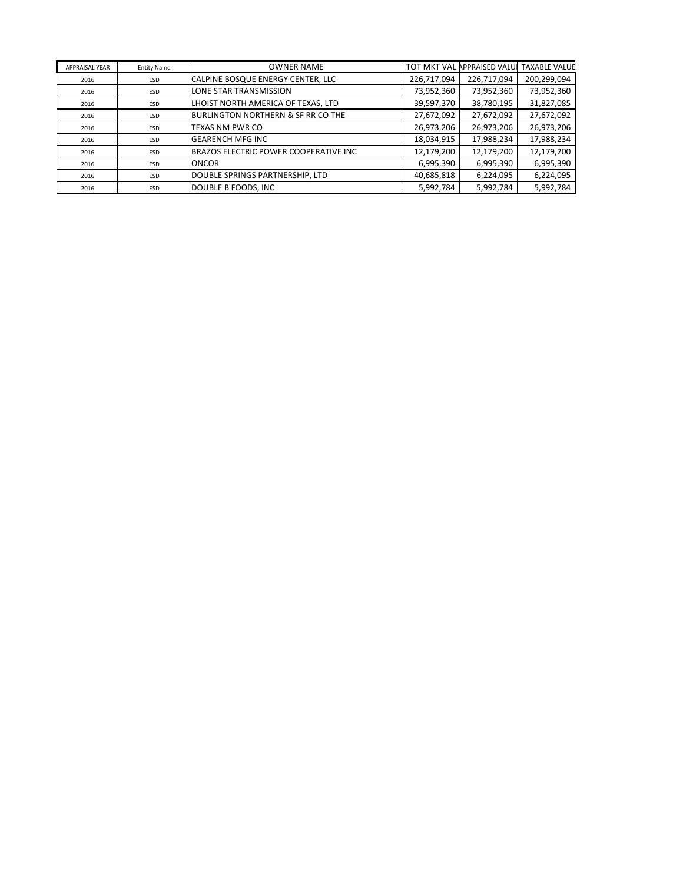| APPRAISAL YEAR | Entity Name | OWNER NAME | TOT MKT VAL | APPRAISED VALUE | TAXABLE VALUE |
|---|---|---|---|---|---|
| 2016 | ESD | CALPINE BOSQUE ENERGY CENTER, LLC | 226,717,094 | 226,717,094 | 200,299,094 |
| 2016 | ESD | LONE STAR TRANSMISSION | 73,952,360 | 73,952,360 | 73,952,360 |
| 2016 | ESD | LHOIST NORTH AMERICA OF TEXAS, LTD | 39,597,370 | 38,780,195 | 31,827,085 |
| 2016 | ESD | BURLINGTON NORTHERN & SF RR CO THE | 27,672,092 | 27,672,092 | 27,672,092 |
| 2016 | ESD | TEXAS NM PWR CO | 26,973,206 | 26,973,206 | 26,973,206 |
| 2016 | ESD | GEARENCH MFG INC | 18,034,915 | 17,988,234 | 17,988,234 |
| 2016 | ESD | BRAZOS ELECTRIC POWER COOPERATIVE INC | 12,179,200 | 12,179,200 | 12,179,200 |
| 2016 | ESD | ONCOR | 6,995,390 | 6,995,390 | 6,995,390 |
| 2016 | ESD | DOUBLE SPRINGS PARTNERSHIP, LTD | 40,685,818 | 6,224,095 | 6,224,095 |
| 2016 | ESD | DOUBLE B FOODS, INC | 5,992,784 | 5,992,784 | 5,992,784 |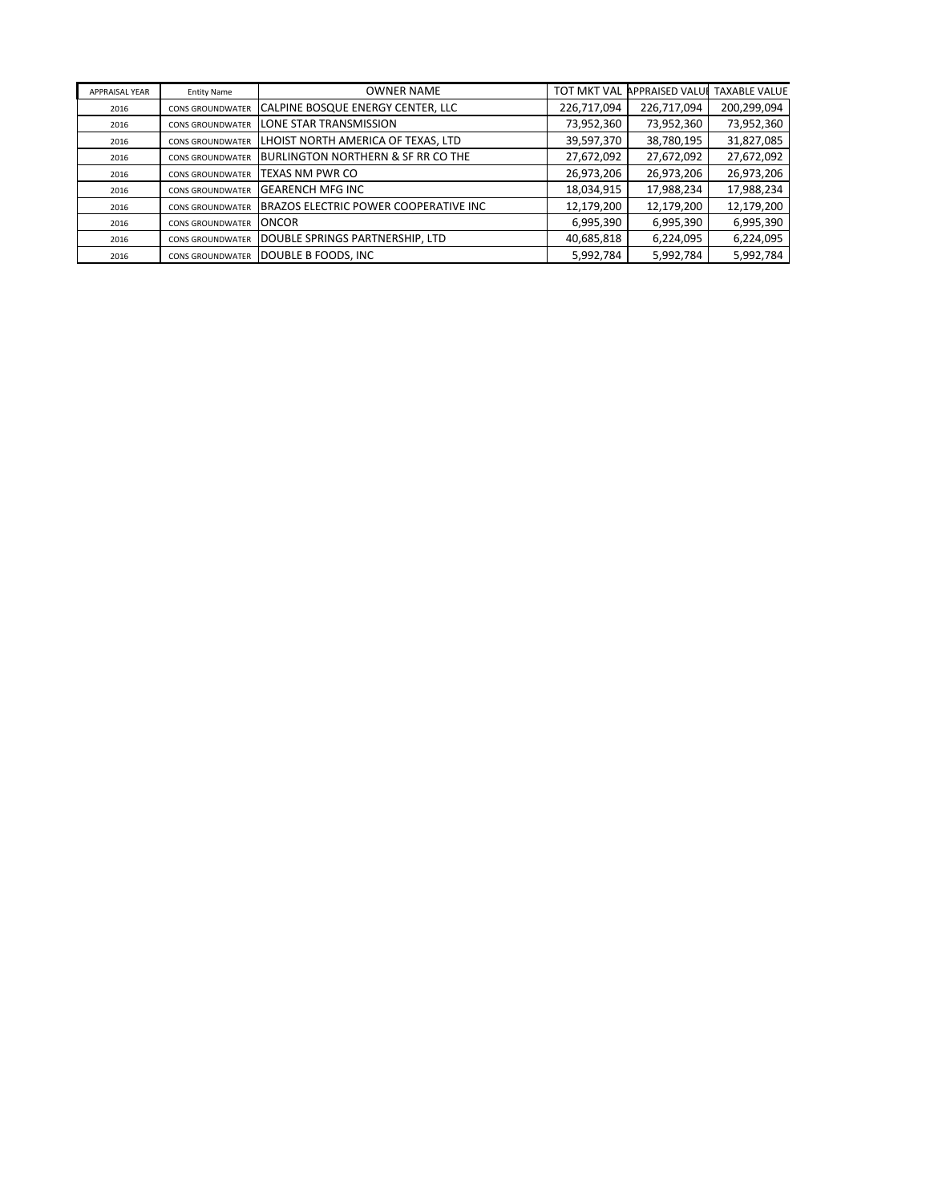| APPRAISAL YEAR | Entity Name | OWNER NAME | TOT MKT VAL | APPRAISED VALUE | TAXABLE VALUE |
|---|---|---|---|---|---|
| 2016 | CONS GROUNDWATER | CALPINE BOSQUE ENERGY CENTER, LLC | 226,717,094 | 226,717,094 | 200,299,094 |
| 2016 | CONS GROUNDWATER | LONE STAR TRANSMISSION | 73,952,360 | 73,952,360 | 73,952,360 |
| 2016 | CONS GROUNDWATER | LHOIST NORTH AMERICA OF TEXAS, LTD | 39,597,370 | 38,780,195 | 31,827,085 |
| 2016 | CONS GROUNDWATER | BURLINGTON NORTHERN & SF RR CO THE | 27,672,092 | 27,672,092 | 27,672,092 |
| 2016 | CONS GROUNDWATER | TEXAS NM PWR CO | 26,973,206 | 26,973,206 | 26,973,206 |
| 2016 | CONS GROUNDWATER | GEARENCH MFG INC | 18,034,915 | 17,988,234 | 17,988,234 |
| 2016 | CONS GROUNDWATER | BRAZOS ELECTRIC POWER COOPERATIVE INC | 12,179,200 | 12,179,200 | 12,179,200 |
| 2016 | CONS GROUNDWATER | ONCOR | 6,995,390 | 6,995,390 | 6,995,390 |
| 2016 | CONS GROUNDWATER | DOUBLE SPRINGS PARTNERSHIP, LTD | 40,685,818 | 6,224,095 | 6,224,095 |
| 2016 | CONS GROUNDWATER | DOUBLE B FOODS, INC | 5,992,784 | 5,992,784 | 5,992,784 |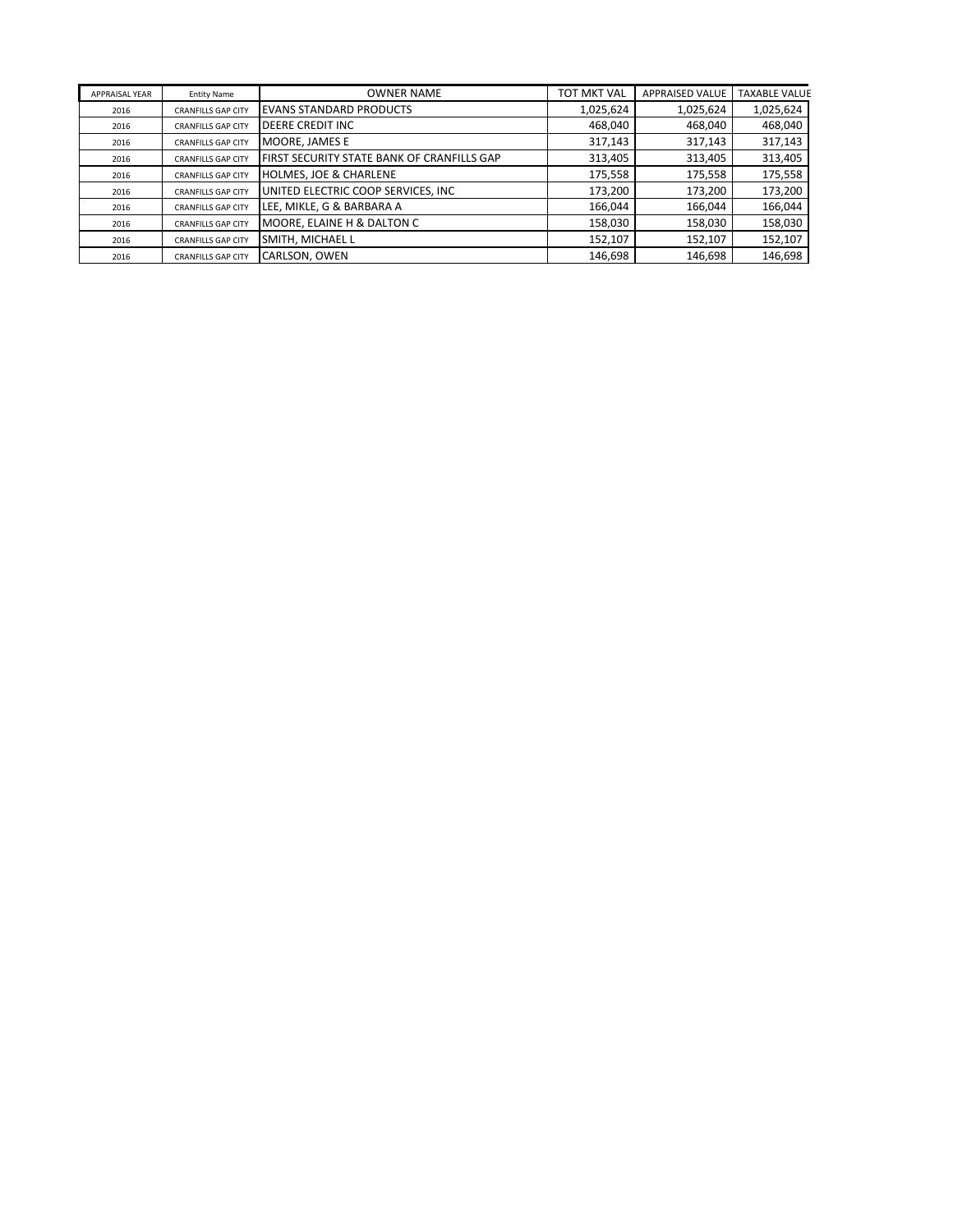| APPRAISAL YEAR | Entity Name | OWNER NAME | TOT MKT VAL | APPRAISED VALUE | TAXABLE VALUE |
|---|---|---|---|---|---|
| 2016 | CRANFILLS GAP CITY | EVANS STANDARD PRODUCTS | 1,025,624 | 1,025,624 | 1,025,624 |
| 2016 | CRANFILLS GAP CITY | DEERE CREDIT INC | 468,040 | 468,040 | 468,040 |
| 2016 | CRANFILLS GAP CITY | MOORE, JAMES E | 317,143 | 317,143 | 317,143 |
| 2016 | CRANFILLS GAP CITY | FIRST SECURITY STATE BANK OF CRANFILLS GAP | 313,405 | 313,405 | 313,405 |
| 2016 | CRANFILLS GAP CITY | HOLMES, JOE & CHARLENE | 175,558 | 175,558 | 175,558 |
| 2016 | CRANFILLS GAP CITY | UNITED ELECTRIC COOP SERVICES, INC | 173,200 | 173,200 | 173,200 |
| 2016 | CRANFILLS GAP CITY | LEE, MIKLE, G & BARBARA A | 166,044 | 166,044 | 166,044 |
| 2016 | CRANFILLS GAP CITY | MOORE, ELAINE H & DALTON C | 158,030 | 158,030 | 158,030 |
| 2016 | CRANFILLS GAP CITY | SMITH, MICHAEL L | 152,107 | 152,107 | 152,107 |
| 2016 | CRANFILLS GAP CITY | CARLSON, OWEN | 146,698 | 146,698 | 146,698 |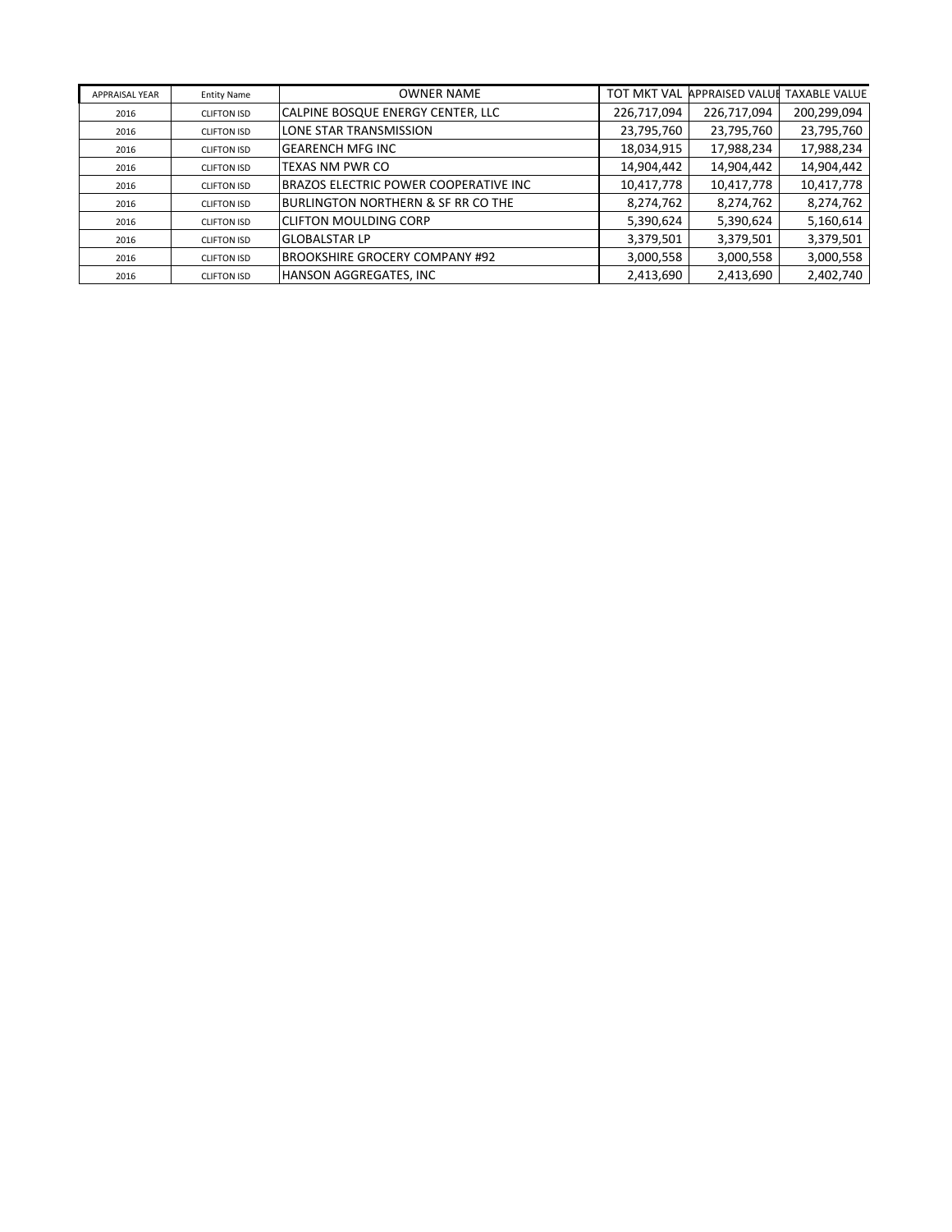| APPRAISAL YEAR | Entity Name | OWNER NAME | TOT MKT VAL | APPRAISED VALUE | TAXABLE VALUE |
|---|---|---|---|---|---|
| 2016 | CLIFTON ISD | CALPINE BOSQUE ENERGY CENTER, LLC | 226,717,094 | 226,717,094 | 200,299,094 |
| 2016 | CLIFTON ISD | LONE STAR TRANSMISSION | 23,795,760 | 23,795,760 | 23,795,760 |
| 2016 | CLIFTON ISD | GEARENCH MFG INC | 18,034,915 | 17,988,234 | 17,988,234 |
| 2016 | CLIFTON ISD | TEXAS NM PWR CO | 14,904,442 | 14,904,442 | 14,904,442 |
| 2016 | CLIFTON ISD | BRAZOS ELECTRIC POWER COOPERATIVE INC | 10,417,778 | 10,417,778 | 10,417,778 |
| 2016 | CLIFTON ISD | BURLINGTON NORTHERN & SF RR CO THE | 8,274,762 | 8,274,762 | 8,274,762 |
| 2016 | CLIFTON ISD | CLIFTON MOULDING CORP | 5,390,624 | 5,390,624 | 5,160,614 |
| 2016 | CLIFTON ISD | GLOBALSTAR LP | 3,379,501 | 3,379,501 | 3,379,501 |
| 2016 | CLIFTON ISD | BROOKSHIRE GROCERY COMPANY #92 | 3,000,558 | 3,000,558 | 3,000,558 |
| 2016 | CLIFTON ISD | HANSON AGGREGATES, INC | 2,413,690 | 2,413,690 | 2,402,740 |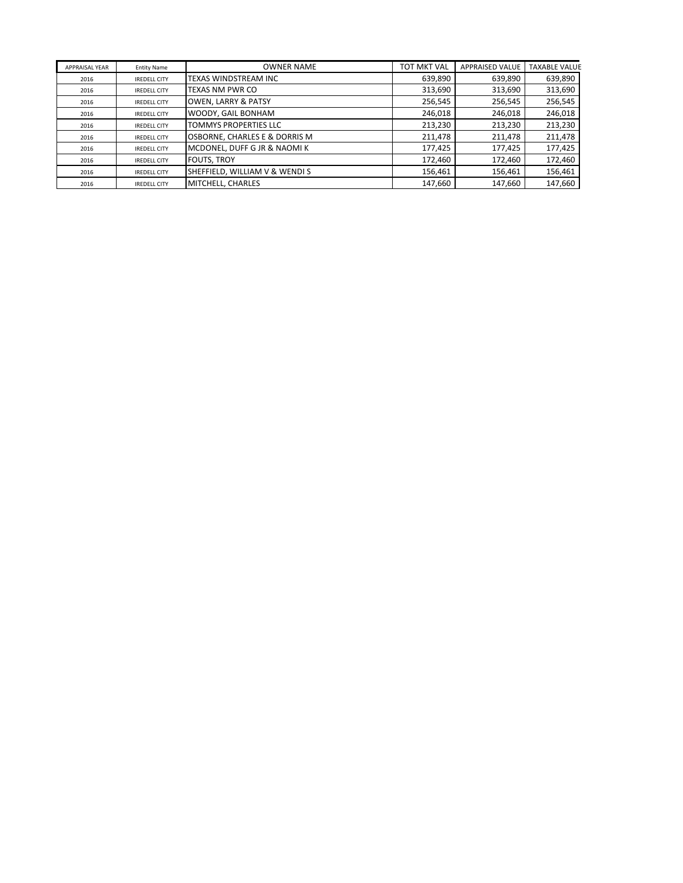| APPRAISAL YEAR | Entity Name | OWNER NAME | TOT MKT VAL | APPRAISED VALUE | TAXABLE VALUE |
|---|---|---|---|---|---|
| 2016 | IREDELL CITY | TEXAS WINDSTREAM INC | 639,890 | 639,890 | 639,890 |
| 2016 | IREDELL CITY | TEXAS NM PWR CO | 313,690 | 313,690 | 313,690 |
| 2016 | IREDELL CITY | OWEN, LARRY & PATSY | 256,545 | 256,545 | 256,545 |
| 2016 | IREDELL CITY | WOODY, GAIL BONHAM | 246,018 | 246,018 | 246,018 |
| 2016 | IREDELL CITY | TOMMYS PROPERTIES LLC | 213,230 | 213,230 | 213,230 |
| 2016 | IREDELL CITY | OSBORNE, CHARLES E & DORRIS M | 211,478 | 211,478 | 211,478 |
| 2016 | IREDELL CITY | MCDONEL, DUFF G JR & NAOMI K | 177,425 | 177,425 | 177,425 |
| 2016 | IREDELL CITY | FOUTS, TROY | 172,460 | 172,460 | 172,460 |
| 2016 | IREDELL CITY | SHEFFIELD, WILLIAM V & WENDI S | 156,461 | 156,461 | 156,461 |
| 2016 | IREDELL CITY | MITCHELL, CHARLES | 147,660 | 147,660 | 147,660 |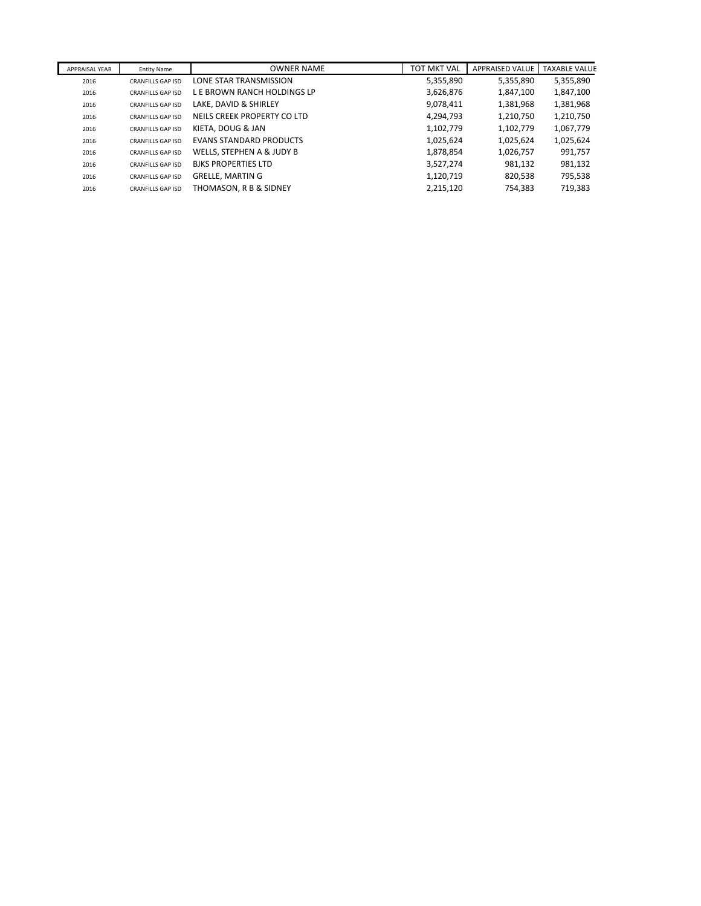| APPRAISAL YEAR | Entity Name | OWNER NAME | TOT MKT VAL | APPRAISED VALUE | TAXABLE VALUE |
|---|---|---|---|---|---|
| 2016 | CRANFILLS GAP ISD | LONE STAR TRANSMISSION | 5,355,890 | 5,355,890 | 5,355,890 |
| 2016 | CRANFILLS GAP ISD | L E BROWN RANCH HOLDINGS LP | 3,626,876 | 1,847,100 | 1,847,100 |
| 2016 | CRANFILLS GAP ISD | LAKE, DAVID & SHIRLEY | 9,078,411 | 1,381,968 | 1,381,968 |
| 2016 | CRANFILLS GAP ISD | NEILS CREEK PROPERTY CO LTD | 4,294,793 | 1,210,750 | 1,210,750 |
| 2016 | CRANFILLS GAP ISD | KIETA, DOUG & JAN | 1,102,779 | 1,102,779 | 1,067,779 |
| 2016 | CRANFILLS GAP ISD | EVANS STANDARD PRODUCTS | 1,025,624 | 1,025,624 | 1,025,624 |
| 2016 | CRANFILLS GAP ISD | WELLS, STEPHEN A & JUDY B | 1,878,854 | 1,026,757 | 991,757 |
| 2016 | CRANFILLS GAP ISD | BJKS PROPERTIES LTD | 3,527,274 | 981,132 | 981,132 |
| 2016 | CRANFILLS GAP ISD | GRELLE, MARTIN G | 1,120,719 | 820,538 | 795,538 |
| 2016 | CRANFILLS GAP ISD | THOMASON, R B & SIDNEY | 2,215,120 | 754,383 | 719,383 |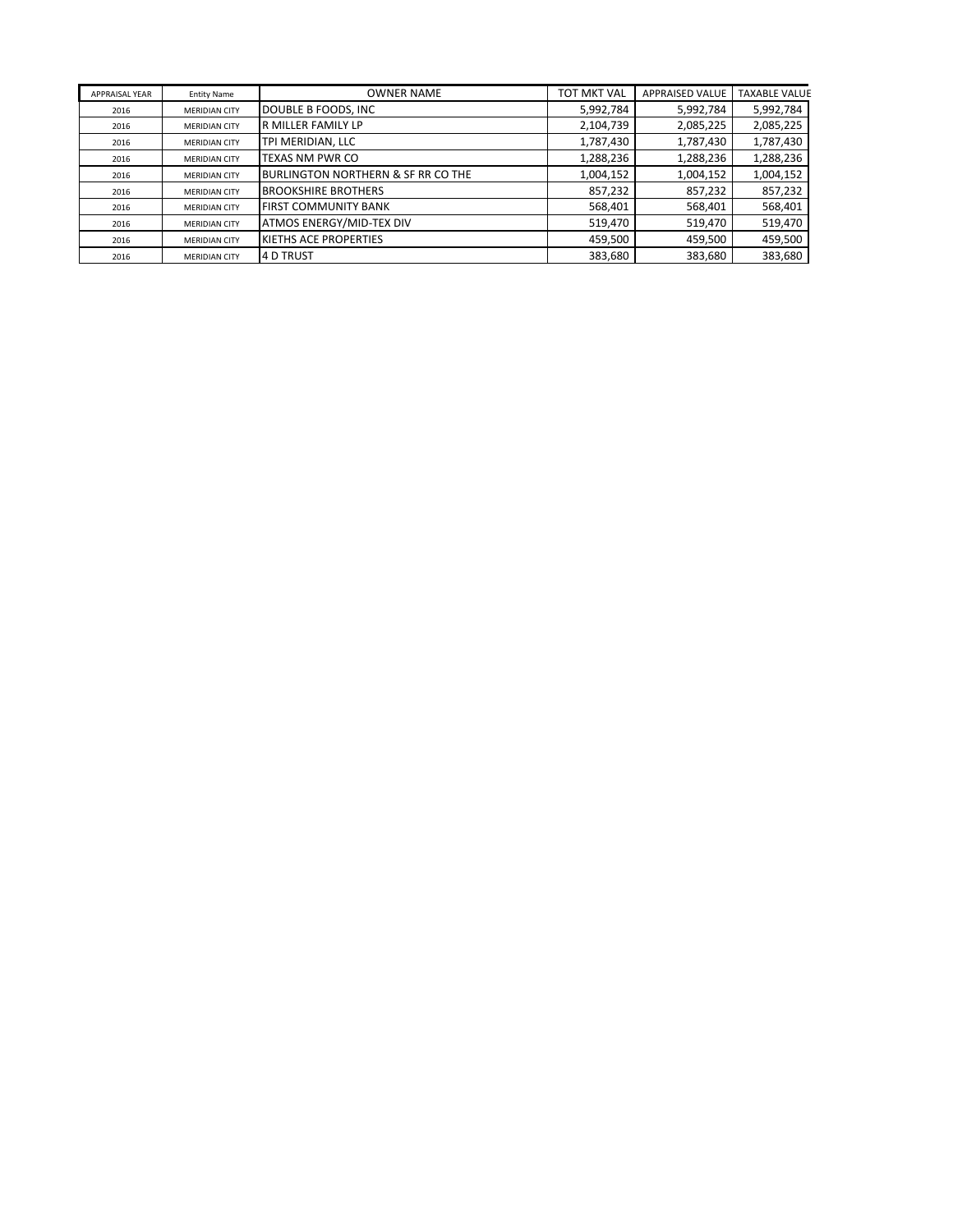| APPRAISAL YEAR | Entity Name | OWNER NAME | TOT MKT VAL | APPRAISED VALUE | TAXABLE VALUE |
|---|---|---|---|---|---|
| 2016 | MERIDIAN CITY | DOUBLE B FOODS, INC | 5,992,784 | 5,992,784 | 5,992,784 |
| 2016 | MERIDIAN CITY | R MILLER FAMILY LP | 2,104,739 | 2,085,225 | 2,085,225 |
| 2016 | MERIDIAN CITY | TPI MERIDIAN, LLC | 1,787,430 | 1,787,430 | 1,787,430 |
| 2016 | MERIDIAN CITY | TEXAS NM PWR CO | 1,288,236 | 1,288,236 | 1,288,236 |
| 2016 | MERIDIAN CITY | BURLINGTON NORTHERN & SF RR CO THE | 1,004,152 | 1,004,152 | 1,004,152 |
| 2016 | MERIDIAN CITY | BROOKSHIRE BROTHERS | 857,232 | 857,232 | 857,232 |
| 2016 | MERIDIAN CITY | FIRST COMMUNITY BANK | 568,401 | 568,401 | 568,401 |
| 2016 | MERIDIAN CITY | ATMOS ENERGY/MID-TEX DIV | 519,470 | 519,470 | 519,470 |
| 2016 | MERIDIAN CITY | KIETHS ACE PROPERTIES | 459,500 | 459,500 | 459,500 |
| 2016 | MERIDIAN CITY | 4 D TRUST | 383,680 | 383,680 | 383,680 |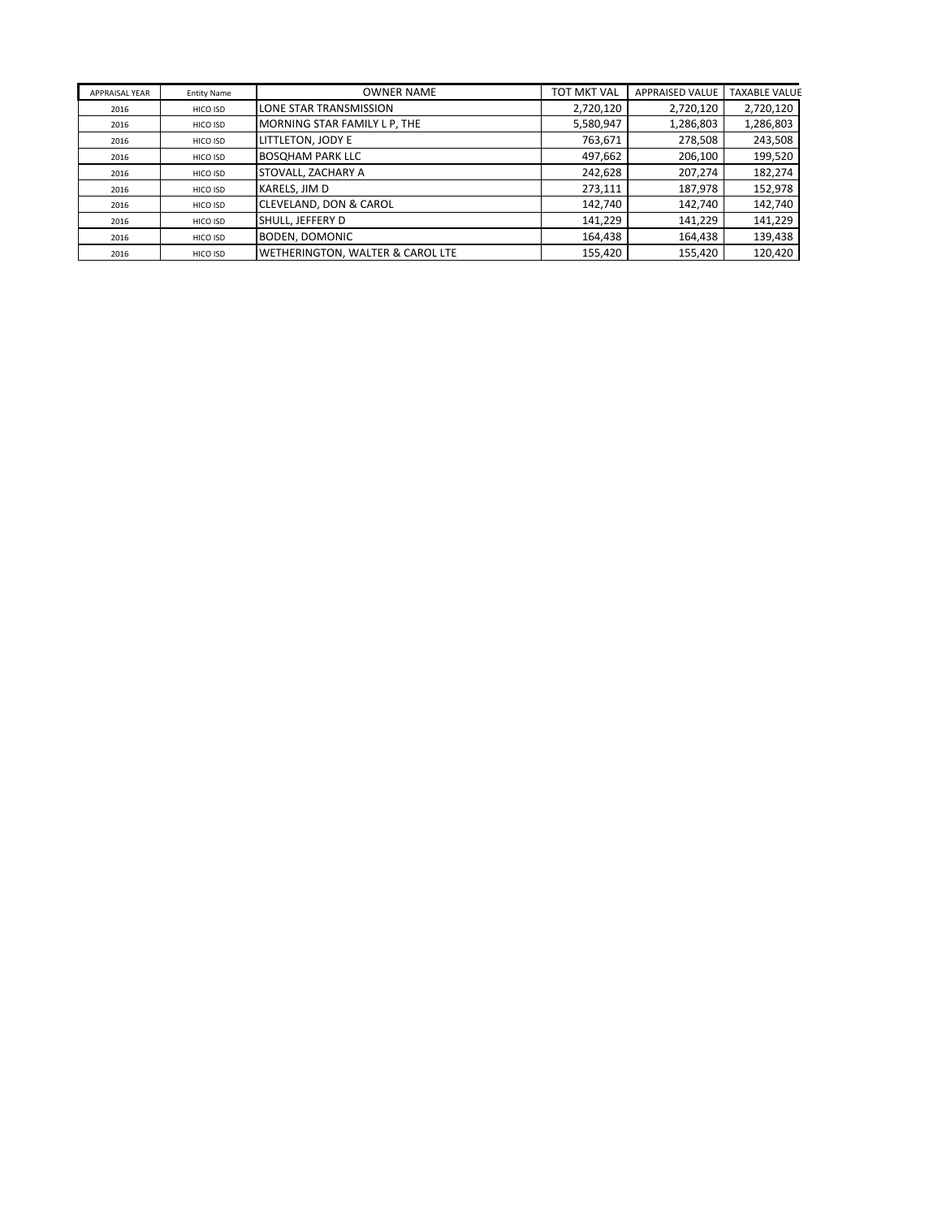| APPRAISAL YEAR | Entity Name | OWNER NAME | TOT MKT VAL | APPRAISED VALUE | TAXABLE VALUE |
|---|---|---|---|---|---|
| 2016 | HICO ISD | LONE STAR TRANSMISSION | 2,720,120 | 2,720,120 | 2,720,120 |
| 2016 | HICO ISD | MORNING STAR FAMILY L P, THE | 5,580,947 | 1,286,803 | 1,286,803 |
| 2016 | HICO ISD | LITTLETON, JODY E | 763,671 | 278,508 | 243,508 |
| 2016 | HICO ISD | BOSQHAM PARK LLC | 497,662 | 206,100 | 199,520 |
| 2016 | HICO ISD | STOVALL, ZACHARY A | 242,628 | 207,274 | 182,274 |
| 2016 | HICO ISD | KARELS, JIM D | 273,111 | 187,978 | 152,978 |
| 2016 | HICO ISD | CLEVELAND, DON & CAROL | 142,740 | 142,740 | 142,740 |
| 2016 | HICO ISD | SHULL, JEFFERY D | 141,229 | 141,229 | 141,229 |
| 2016 | HICO ISD | BODEN, DOMONIC | 164,438 | 164,438 | 139,438 |
| 2016 | HICO ISD | WETHERINGTON, WALTER & CAROL LTE | 155,420 | 155,420 | 120,420 |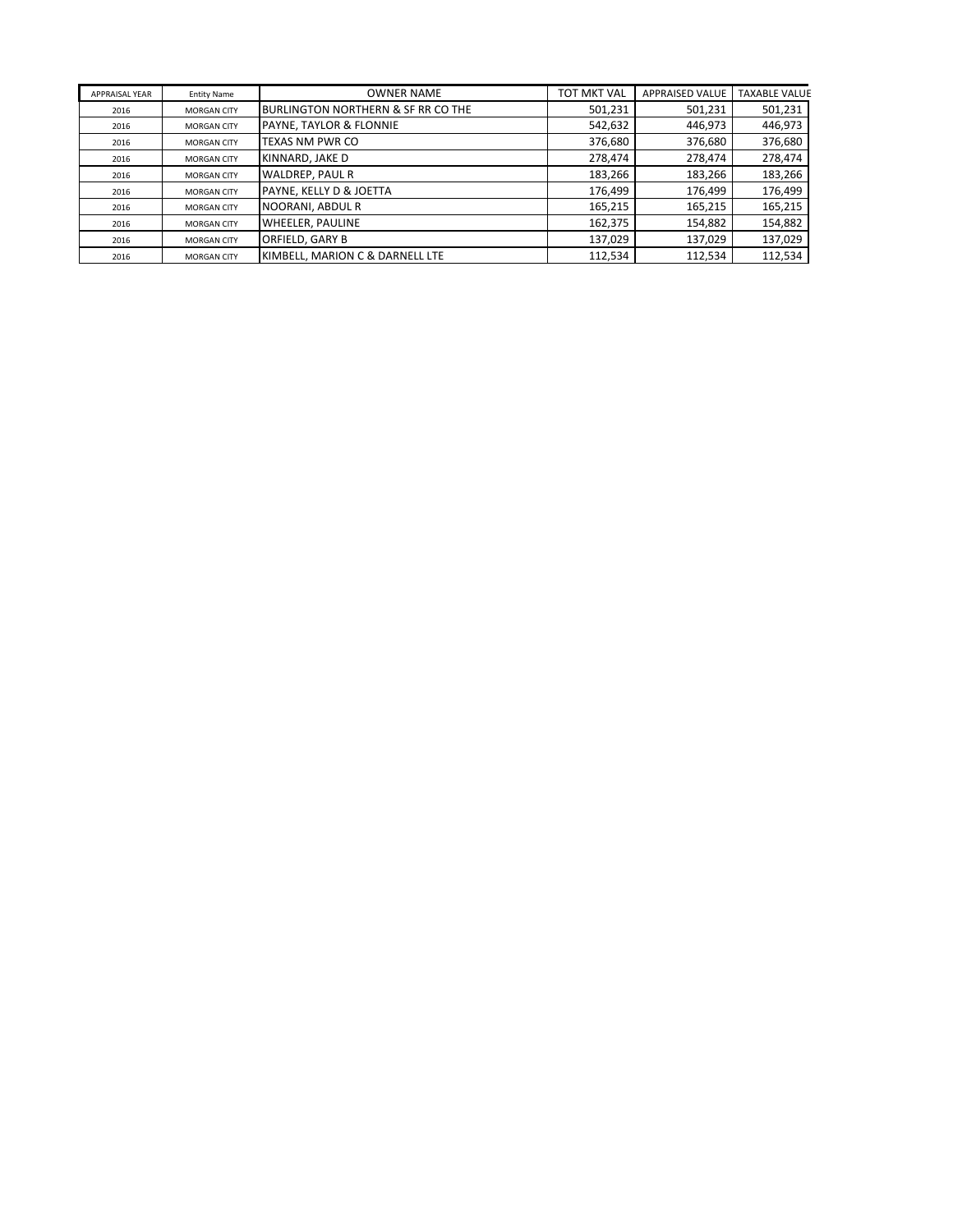| APPRAISAL YEAR | Entity Name | OWNER NAME | TOT MKT VAL | APPRAISED VALUE | TAXABLE VALUE |
|---|---|---|---|---|---|
| 2016 | MORGAN CITY | BURLINGTON NORTHERN & SF RR CO THE | 501,231 | 501,231 | 501,231 |
| 2016 | MORGAN CITY | PAYNE, TAYLOR & FLONNIE | 542,632 | 446,973 | 446,973 |
| 2016 | MORGAN CITY | TEXAS NM PWR CO | 376,680 | 376,680 | 376,680 |
| 2016 | MORGAN CITY | KINNARD, JAKE D | 278,474 | 278,474 | 278,474 |
| 2016 | MORGAN CITY | WALDREP, PAUL R | 183,266 | 183,266 | 183,266 |
| 2016 | MORGAN CITY | PAYNE, KELLY D & JOETTA | 176,499 | 176,499 | 176,499 |
| 2016 | MORGAN CITY | NOORANI, ABDUL R | 165,215 | 165,215 | 165,215 |
| 2016 | MORGAN CITY | WHEELER, PAULINE | 162,375 | 154,882 | 154,882 |
| 2016 | MORGAN CITY | ORFIELD, GARY B | 137,029 | 137,029 | 137,029 |
| 2016 | MORGAN CITY | KIMBELL, MARION C & DARNELL LTE | 112,534 | 112,534 | 112,534 |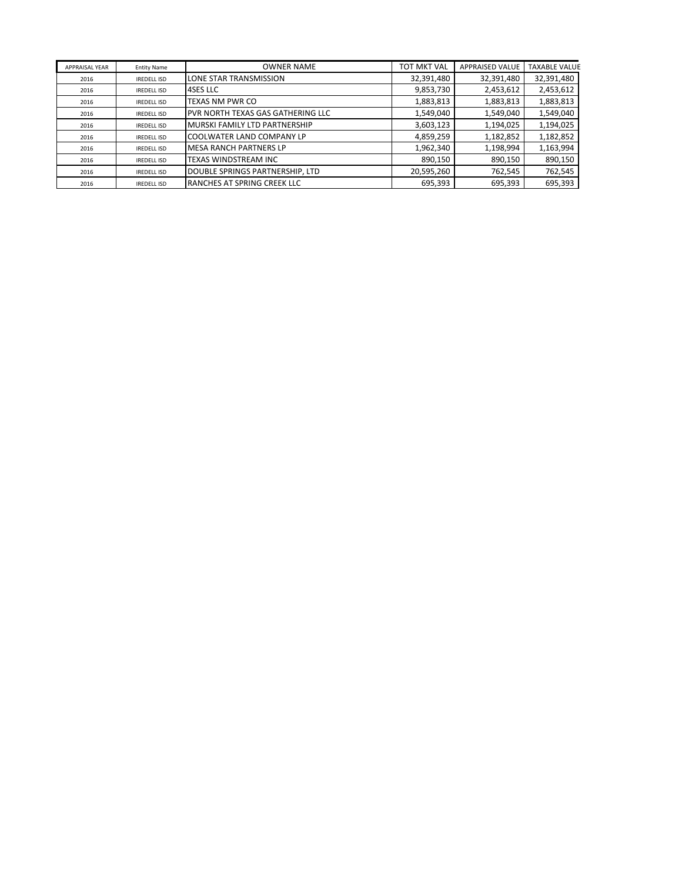| APPRAISAL YEAR | Entity Name | OWNER NAME | TOT MKT VAL | APPRAISED VALUE | TAXABLE VALUE |
| --- | --- | --- | --- | --- | --- |
| 2016 | IREDELL ISD | LONE STAR TRANSMISSION | 32,391,480 | 32,391,480 | 32,391,480 |
| 2016 | IREDELL ISD | 4SES LLC | 9,853,730 | 2,453,612 | 2,453,612 |
| 2016 | IREDELL ISD | TEXAS NM PWR CO | 1,883,813 | 1,883,813 | 1,883,813 |
| 2016 | IREDELL ISD | PVR NORTH TEXAS GAS GATHERING LLC | 1,549,040 | 1,549,040 | 1,549,040 |
| 2016 | IREDELL ISD | MURSKI FAMILY LTD PARTNERSHIP | 3,603,123 | 1,194,025 | 1,194,025 |
| 2016 | IREDELL ISD | COOLWATER LAND COMPANY LP | 4,859,259 | 1,182,852 | 1,182,852 |
| 2016 | IREDELL ISD | MESA RANCH PARTNERS LP | 1,962,340 | 1,198,994 | 1,163,994 |
| 2016 | IREDELL ISD | TEXAS WINDSTREAM INC | 890,150 | 890,150 | 890,150 |
| 2016 | IREDELL ISD | DOUBLE SPRINGS PARTNERSHIP, LTD | 20,595,260 | 762,545 | 762,545 |
| 2016 | IREDELL ISD | RANCHES AT SPRING CREEK LLC | 695,393 | 695,393 | 695,393 |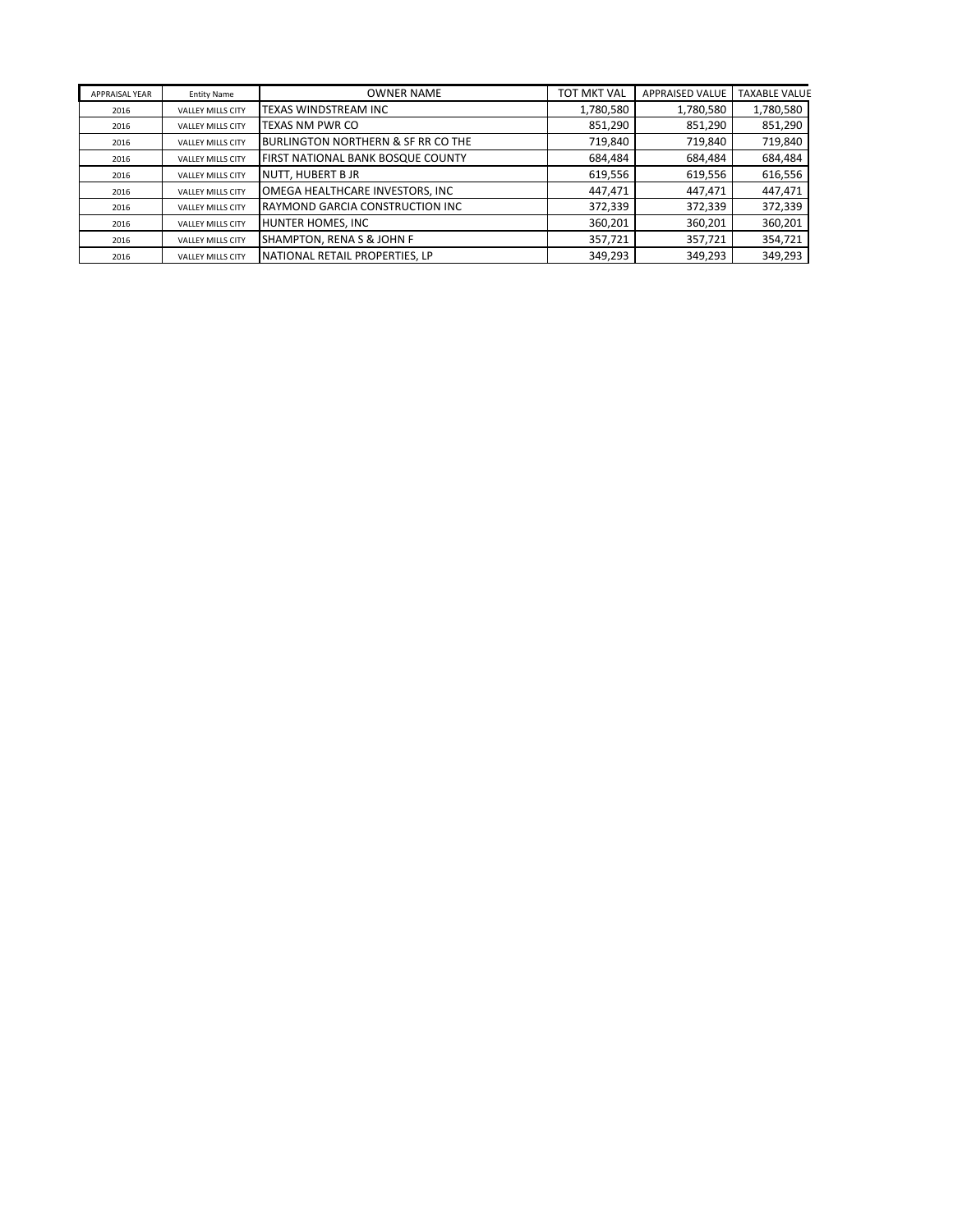| APPRAISAL YEAR | Entity Name | OWNER NAME | TOT MKT VAL | APPRAISED VALUE | TAXABLE VALUE |
|---|---|---|---|---|---|
| 2016 | VALLEY MILLS CITY | TEXAS WINDSTREAM INC | 1,780,580 | 1,780,580 | 1,780,580 |
| 2016 | VALLEY MILLS CITY | TEXAS NM PWR CO | 851,290 | 851,290 | 851,290 |
| 2016 | VALLEY MILLS CITY | BURLINGTON NORTHERN & SF RR CO THE | 719,840 | 719,840 | 719,840 |
| 2016 | VALLEY MILLS CITY | FIRST NATIONAL BANK BOSQUE COUNTY | 684,484 | 684,484 | 684,484 |
| 2016 | VALLEY MILLS CITY | NUTT, HUBERT B JR | 619,556 | 619,556 | 616,556 |
| 2016 | VALLEY MILLS CITY | OMEGA HEALTHCARE INVESTORS, INC | 447,471 | 447,471 | 447,471 |
| 2016 | VALLEY MILLS CITY | RAYMOND GARCIA CONSTRUCTION INC | 372,339 | 372,339 | 372,339 |
| 2016 | VALLEY MILLS CITY | HUNTER HOMES, INC | 360,201 | 360,201 | 360,201 |
| 2016 | VALLEY MILLS CITY | SHAMPTON, RENA S & JOHN F | 357,721 | 357,721 | 354,721 |
| 2016 | VALLEY MILLS CITY | NATIONAL RETAIL PROPERTIES, LP | 349,293 | 349,293 | 349,293 |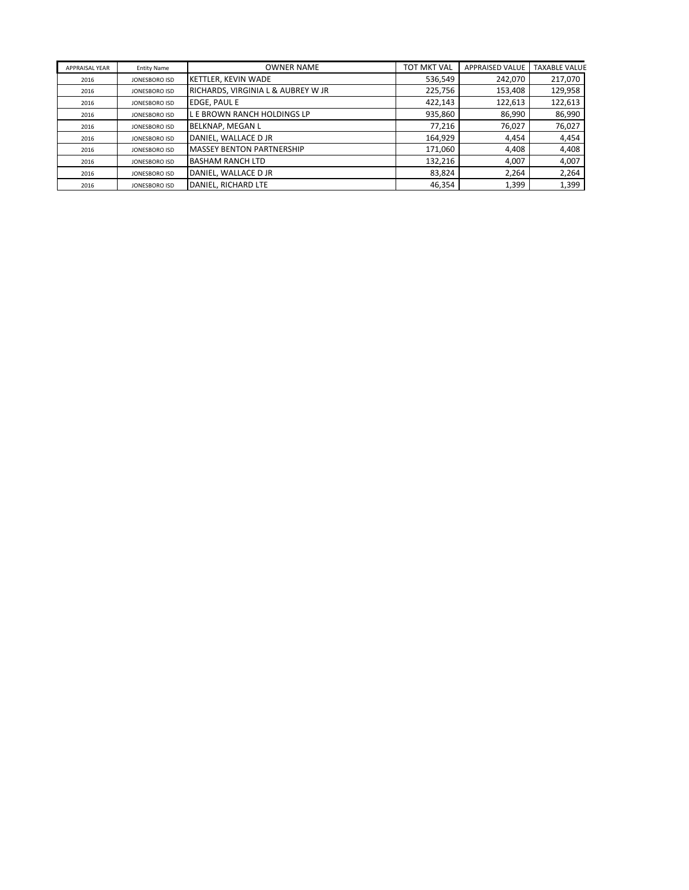| APPRAISAL YEAR | Entity Name | OWNER NAME | TOT MKT VAL | APPRAISED VALUE | TAXABLE VALUE |
|---|---|---|---|---|---|
| 2016 | JONESBORO ISD | KETTLER, KEVIN WADE | 536,549 | 242,070 | 217,070 |
| 2016 | JONESBORO ISD | RICHARDS, VIRGINIA L & AUBREY W JR | 225,756 | 153,408 | 129,958 |
| 2016 | JONESBORO ISD | EDGE, PAUL E | 422,143 | 122,613 | 122,613 |
| 2016 | JONESBORO ISD | L E BROWN RANCH HOLDINGS LP | 935,860 | 86,990 | 86,990 |
| 2016 | JONESBORO ISD | BELKNAP, MEGAN L | 77,216 | 76,027 | 76,027 |
| 2016 | JONESBORO ISD | DANIEL, WALLACE D JR | 164,929 | 4,454 | 4,454 |
| 2016 | JONESBORO ISD | MASSEY BENTON PARTNERSHIP | 171,060 | 4,408 | 4,408 |
| 2016 | JONESBORO ISD | BASHAM RANCH LTD | 132,216 | 4,007 | 4,007 |
| 2016 | JONESBORO ISD | DANIEL, WALLACE D JR | 83,824 | 2,264 | 2,264 |
| 2016 | JONESBORO ISD | DANIEL, RICHARD LTE | 46,354 | 1,399 | 1,399 |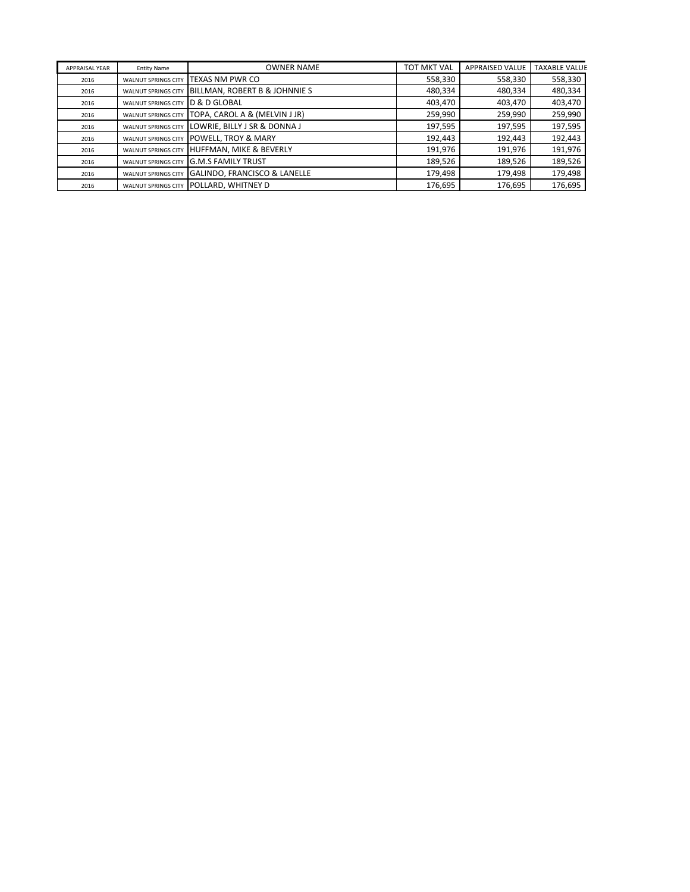| APPRAISAL YEAR | Entity Name | OWNER NAME | TOT MKT VAL | APPRAISED VALUE | TAXABLE VALUE |
|---|---|---|---|---|---|
| 2016 | WALNUT SPRINGS CITY | TEXAS NM PWR CO | 558,330 | 558,330 | 558,330 |
| 2016 | WALNUT SPRINGS CITY | BILLMAN, ROBERT B & JOHNNIE S | 480,334 | 480,334 | 480,334 |
| 2016 | WALNUT SPRINGS CITY | D & D GLOBAL | 403,470 | 403,470 | 403,470 |
| 2016 | WALNUT SPRINGS CITY | TOPA, CAROL A & (MELVIN J JR) | 259,990 | 259,990 | 259,990 |
| 2016 | WALNUT SPRINGS CITY | LOWRIE, BILLY J SR & DONNA J | 197,595 | 197,595 | 197,595 |
| 2016 | WALNUT SPRINGS CITY | POWELL, TROY & MARY | 192,443 | 192,443 | 192,443 |
| 2016 | WALNUT SPRINGS CITY | HUFFMAN, MIKE & BEVERLY | 191,976 | 191,976 | 191,976 |
| 2016 | WALNUT SPRINGS CITY | G.M.S FAMILY TRUST | 189,526 | 189,526 | 189,526 |
| 2016 | WALNUT SPRINGS CITY | GALINDO, FRANCISCO & LANELLE | 179,498 | 179,498 | 179,498 |
| 2016 | WALNUT SPRINGS CITY | POLLARD, WHITNEY D | 176,695 | 176,695 | 176,695 |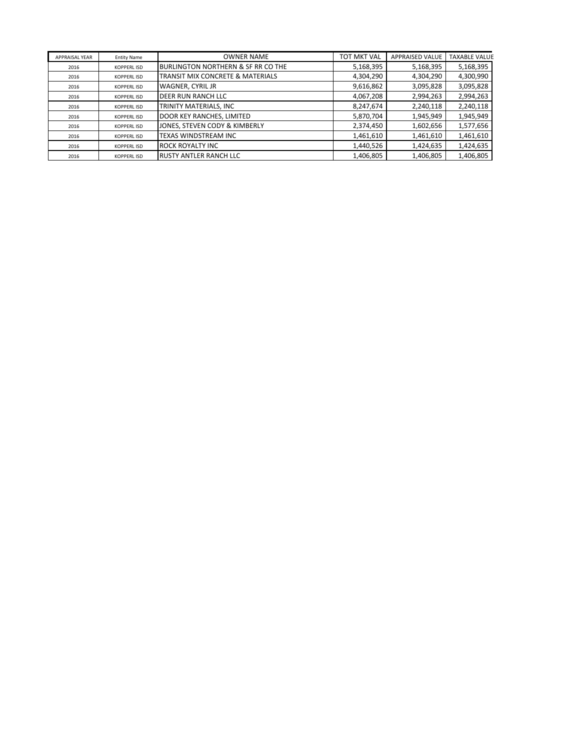| APPRAISAL YEAR | Entity Name | OWNER NAME | TOT MKT VAL | APPRAISED VALUE | TAXABLE VALUE |
|---|---|---|---|---|---|
| 2016 | KOPPERL ISD | BURLINGTON NORTHERN & SF RR CO THE | 5,168,395 | 5,168,395 | 5,168,395 |
| 2016 | KOPPERL ISD | TRANSIT MIX CONCRETE & MATERIALS | 4,304,290 | 4,304,290 | 4,300,990 |
| 2016 | KOPPERL ISD | WAGNER, CYRIL JR | 9,616,862 | 3,095,828 | 3,095,828 |
| 2016 | KOPPERL ISD | DEER RUN RANCH LLC | 4,067,208 | 2,994,263 | 2,994,263 |
| 2016 | KOPPERL ISD | TRINITY MATERIALS, INC | 8,247,674 | 2,240,118 | 2,240,118 |
| 2016 | KOPPERL ISD | DOOR KEY RANCHES, LIMITED | 5,870,704 | 1,945,949 | 1,945,949 |
| 2016 | KOPPERL ISD | JONES, STEVEN CODY & KIMBERLY | 2,374,450 | 1,602,656 | 1,577,656 |
| 2016 | KOPPERL ISD | TEXAS WINDSTREAM INC | 1,461,610 | 1,461,610 | 1,461,610 |
| 2016 | KOPPERL ISD | ROCK ROYALTY INC | 1,440,526 | 1,424,635 | 1,424,635 |
| 2016 | KOPPERL ISD | RUSTY ANTLER RANCH LLC | 1,406,805 | 1,406,805 | 1,406,805 |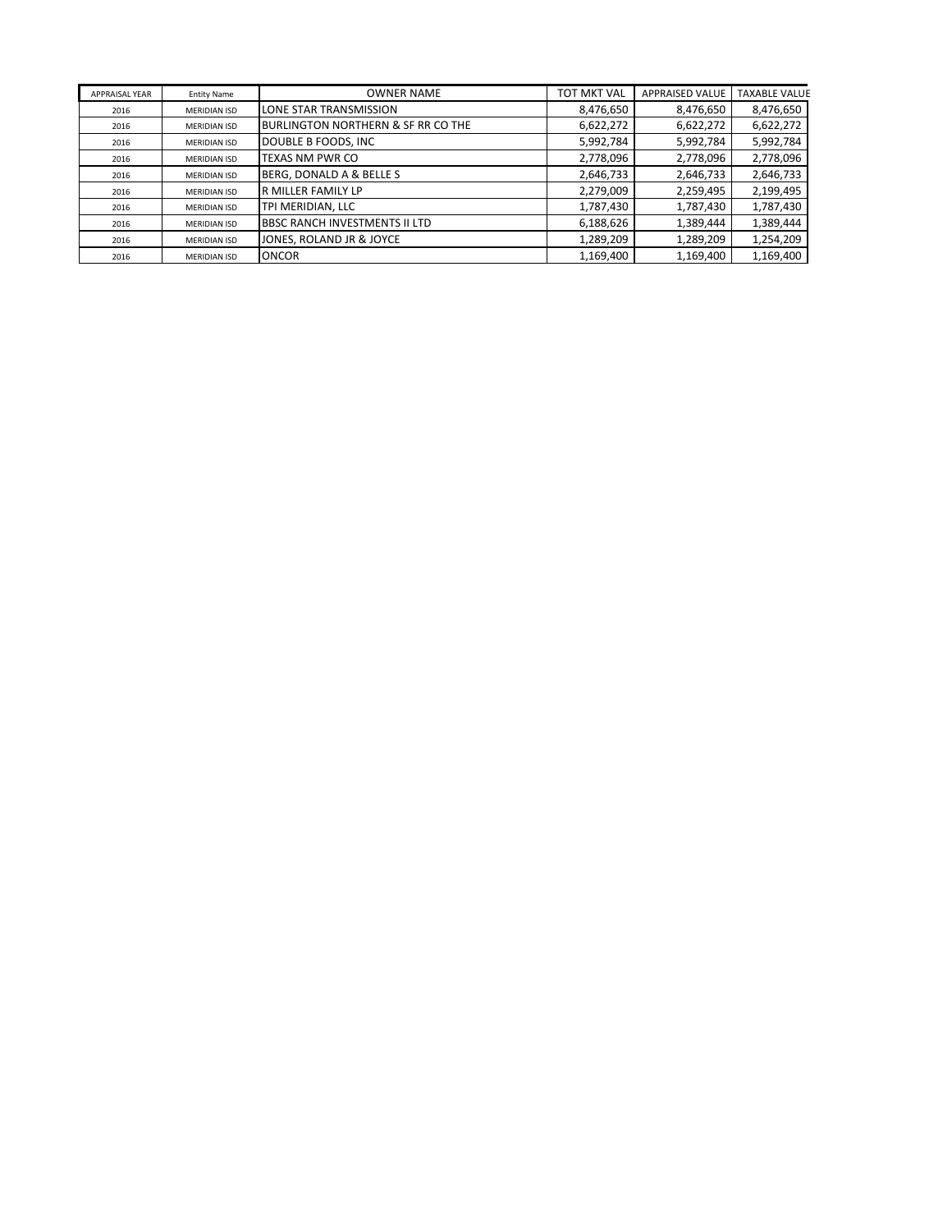| APPRAISAL YEAR | Entity Name | OWNER NAME | TOT MKT VAL | APPRAISED VALUE | TAXABLE VALUE |
|---|---|---|---|---|---|
| 2016 | MERIDIAN ISD | LONE STAR TRANSMISSION | 8,476,650 | 8,476,650 | 8,476,650 |
| 2016 | MERIDIAN ISD | BURLINGTON NORTHERN & SF RR CO THE | 6,622,272 | 6,622,272 | 6,622,272 |
| 2016 | MERIDIAN ISD | DOUBLE B FOODS, INC | 5,992,784 | 5,992,784 | 5,992,784 |
| 2016 | MERIDIAN ISD | TEXAS NM PWR CO | 2,778,096 | 2,778,096 | 2,778,096 |
| 2016 | MERIDIAN ISD | BERG, DONALD A & BELLE S | 2,646,733 | 2,646,733 | 2,646,733 |
| 2016 | MERIDIAN ISD | R MILLER FAMILY LP | 2,279,009 | 2,259,495 | 2,199,495 |
| 2016 | MERIDIAN ISD | TPI MERIDIAN, LLC | 1,787,430 | 1,787,430 | 1,787,430 |
| 2016 | MERIDIAN ISD | BBSC RANCH INVESTMENTS II LTD | 6,188,626 | 1,389,444 | 1,389,444 |
| 2016 | MERIDIAN ISD | JONES, ROLAND JR & JOYCE | 1,289,209 | 1,289,209 | 1,254,209 |
| 2016 | MERIDIAN ISD | ONCOR | 1,169,400 | 1,169,400 | 1,169,400 |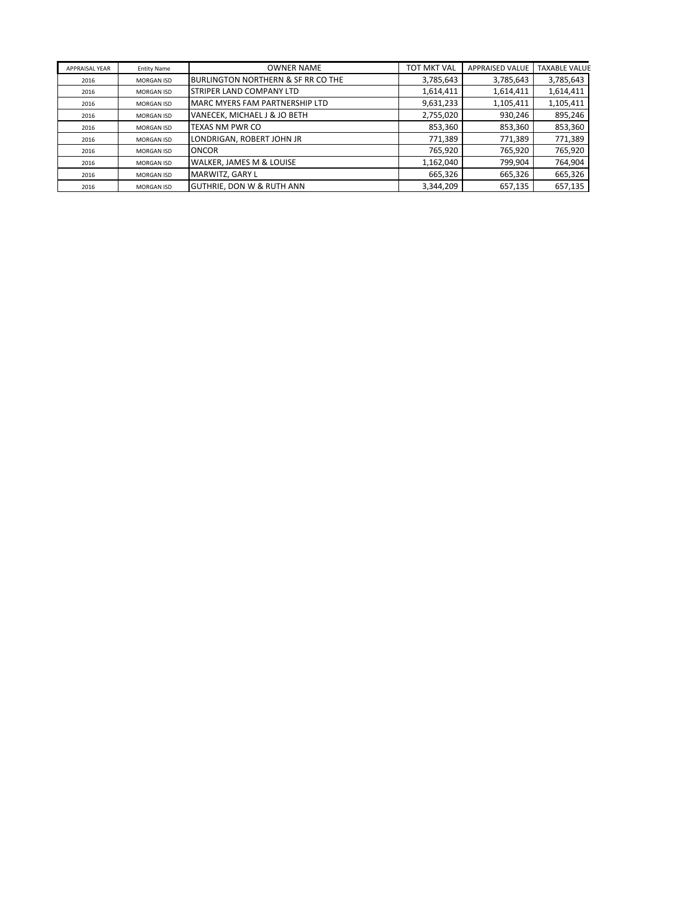| APPRAISAL YEAR | Entity Name | OWNER NAME | TOT MKT VAL | APPRAISED VALUE | TAXABLE VALUE |
|---|---|---|---|---|---|
| 2016 | MORGAN ISD | BURLINGTON NORTHERN & SF RR CO THE | 3,785,643 | 3,785,643 | 3,785,643 |
| 2016 | MORGAN ISD | STRIPER LAND COMPANY LTD | 1,614,411 | 1,614,411 | 1,614,411 |
| 2016 | MORGAN ISD | MARC MYERS FAM PARTNERSHIP LTD | 9,631,233 | 1,105,411 | 1,105,411 |
| 2016 | MORGAN ISD | VANECEK, MICHAEL J & JO BETH | 2,755,020 | 930,246 | 895,246 |
| 2016 | MORGAN ISD | TEXAS NM PWR CO | 853,360 | 853,360 | 853,360 |
| 2016 | MORGAN ISD | LONDRIGAN, ROBERT JOHN JR | 771,389 | 771,389 | 771,389 |
| 2016 | MORGAN ISD | ONCOR | 765,920 | 765,920 | 765,920 |
| 2016 | MORGAN ISD | WALKER, JAMES M & LOUISE | 1,162,040 | 799,904 | 764,904 |
| 2016 | MORGAN ISD | MARWITZ, GARY L | 665,326 | 665,326 | 665,326 |
| 2016 | MORGAN ISD | GUTHRIE, DON W & RUTH ANN | 3,344,209 | 657,135 | 657,135 |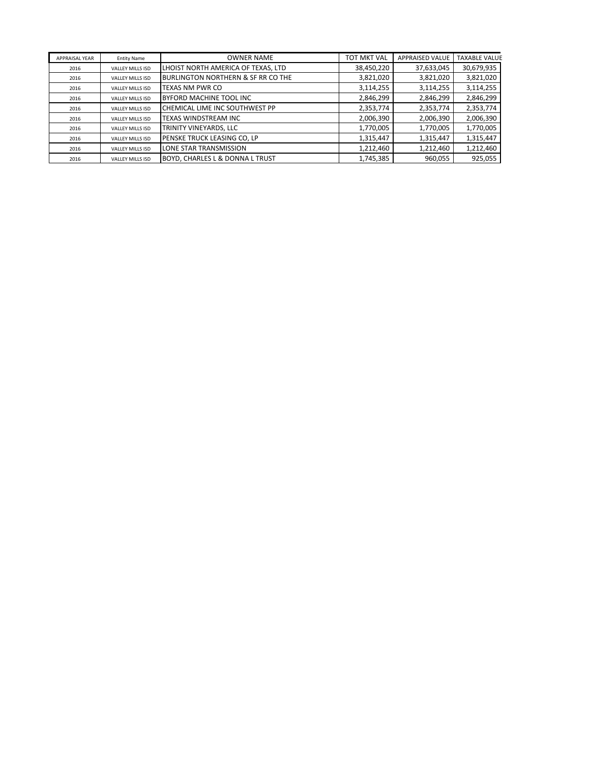| APPRAISAL YEAR | Entity Name | OWNER NAME | TOT MKT VAL | APPRAISED VALUE | TAXABLE VALUE |
|---|---|---|---|---|---|
| 2016 | VALLEY MILLS ISD | LHOIST NORTH AMERICA OF TEXAS, LTD | 38,450,220 | 37,633,045 | 30,679,935 |
| 2016 | VALLEY MILLS ISD | BURLINGTON NORTHERN & SF RR CO THE | 3,821,020 | 3,821,020 | 3,821,020 |
| 2016 | VALLEY MILLS ISD | TEXAS NM PWR CO | 3,114,255 | 3,114,255 | 3,114,255 |
| 2016 | VALLEY MILLS ISD | BYFORD MACHINE TOOL INC | 2,846,299 | 2,846,299 | 2,846,299 |
| 2016 | VALLEY MILLS ISD | CHEMICAL LIME INC SOUTHWEST PP | 2,353,774 | 2,353,774 | 2,353,774 |
| 2016 | VALLEY MILLS ISD | TEXAS WINDSTREAM INC | 2,006,390 | 2,006,390 | 2,006,390 |
| 2016 | VALLEY MILLS ISD | TRINITY VINEYARDS, LLC | 1,770,005 | 1,770,005 | 1,770,005 |
| 2016 | VALLEY MILLS ISD | PENSKE TRUCK LEASING CO, LP | 1,315,447 | 1,315,447 | 1,315,447 |
| 2016 | VALLEY MILLS ISD | LONE STAR TRANSMISSION | 1,212,460 | 1,212,460 | 1,212,460 |
| 2016 | VALLEY MILLS ISD | BOYD, CHARLES L & DONNA L TRUST | 1,745,385 | 960,055 | 925,055 |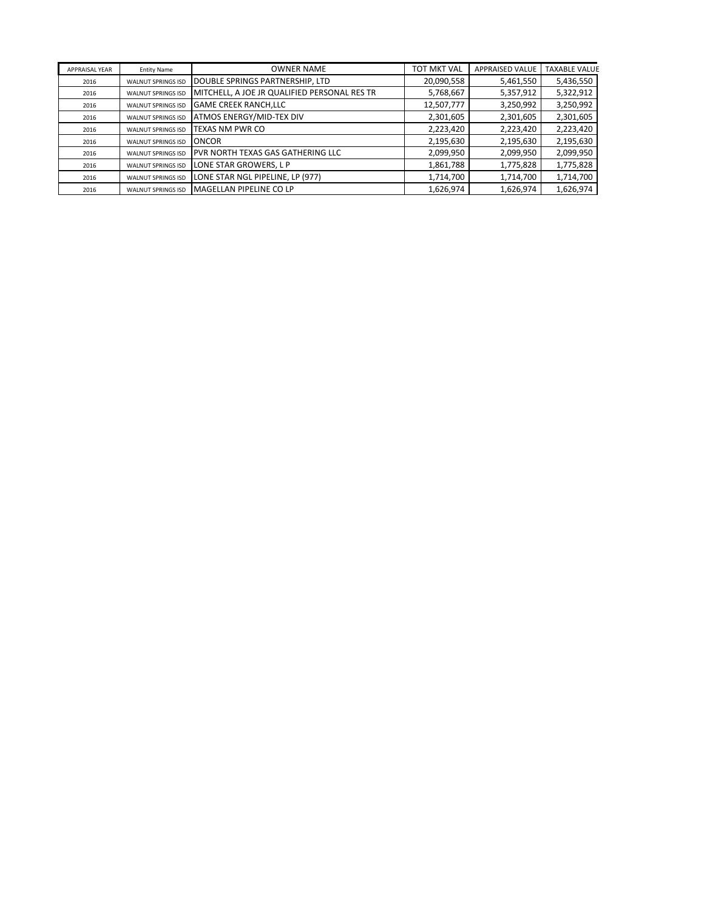| APPRAISAL YEAR | Entity Name | OWNER NAME | TOT MKT VAL | APPRAISED VALUE | TAXABLE VALUE |
|---|---|---|---|---|---|
| 2016 | WALNUT SPRINGS ISD | DOUBLE SPRINGS PARTNERSHIP, LTD | 20,090,558 | 5,461,550 | 5,436,550 |
| 2016 | WALNUT SPRINGS ISD | MITCHELL, A JOE JR QUALIFIED PERSONAL RES TR | 5,768,667 | 5,357,912 | 5,322,912 |
| 2016 | WALNUT SPRINGS ISD | GAME CREEK RANCH,LLC | 12,507,777 | 3,250,992 | 3,250,992 |
| 2016 | WALNUT SPRINGS ISD | ATMOS ENERGY/MID-TEX DIV | 2,301,605 | 2,301,605 | 2,301,605 |
| 2016 | WALNUT SPRINGS ISD | TEXAS NM PWR CO | 2,223,420 | 2,223,420 | 2,223,420 |
| 2016 | WALNUT SPRINGS ISD | ONCOR | 2,195,630 | 2,195,630 | 2,195,630 |
| 2016 | WALNUT SPRINGS ISD | PVR NORTH TEXAS GAS GATHERING LLC | 2,099,950 | 2,099,950 | 2,099,950 |
| 2016 | WALNUT SPRINGS ISD | LONE STAR GROWERS, L P | 1,861,788 | 1,775,828 | 1,775,828 |
| 2016 | WALNUT SPRINGS ISD | LONE STAR NGL PIPELINE, LP (977) | 1,714,700 | 1,714,700 | 1,714,700 |
| 2016 | WALNUT SPRINGS ISD | MAGELLAN PIPELINE CO LP | 1,626,974 | 1,626,974 | 1,626,974 |